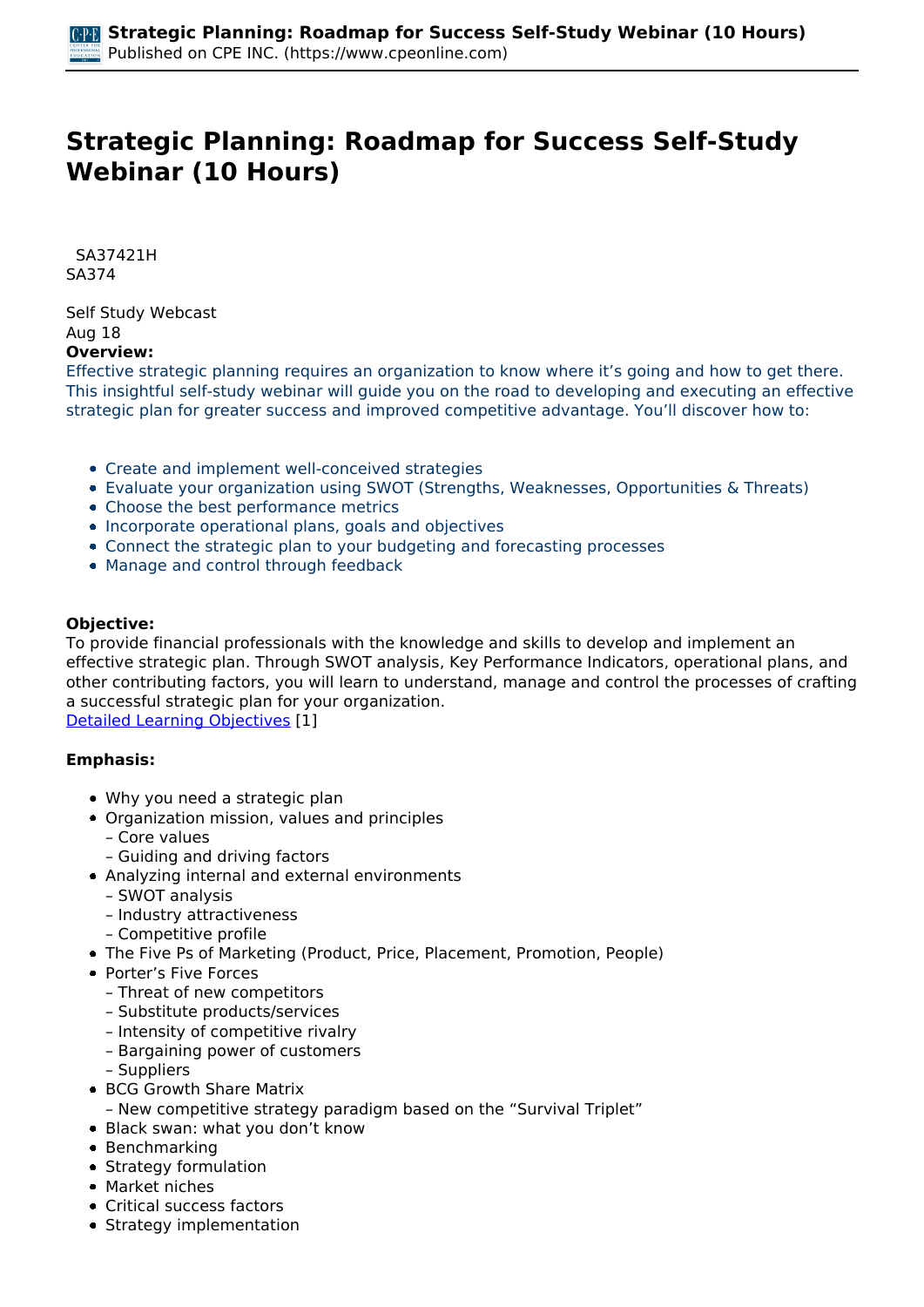# Strategic Planning: Roadmap for Success Self-Study Webinar (10 Hours)

SA37421H
SA374

Self Study Webcast
Aug 18

**Overview:**

Effective strategic planning requires an organization to know where it's going and how to get there. This insightful self-study webinar will guide you on the road to developing and executing an effective strategic plan for greater success and improved competitive advantage. You'll discover how to:

- Create and implement well-conceived strategies
- Evaluate your organization using SWOT (Strengths, Weaknesses, Opportunities & Threats)
- Choose the best performance metrics
- Incorporate operational plans, goals and objectives
- Connect the strategic plan to your budgeting and forecasting processes
- Manage and control through feedback

**Objective:**

To provide financial professionals with the knowledge and skills to develop and implement an effective strategic plan. Through SWOT analysis, Key Performance Indicators, operational plans, and other contributing factors, you will learn to understand, manage and control the processes of crafting a successful strategic plan for your organization.
Detailed Learning Objectives [1]

**Emphasis:**

- Why you need a strategic plan
- Organization mission, values and principles
  – Core values
  – Guiding and driving factors
- Analyzing internal and external environments
  – SWOT analysis
  – Industry attractiveness
  – Competitive profile
- The Five Ps of Marketing (Product, Price, Placement, Promotion, People)
- Porter's Five Forces
  – Threat of new competitors
  – Substitute products/services
  – Intensity of competitive rivalry
  – Bargaining power of customers
  – Suppliers
- BCG Growth Share Matrix
  – New competitive strategy paradigm based on the "Survival Triplet"
- Black swan: what you don't know
- Benchmarking
- Strategy formulation
- Market niches
- Critical success factors
- Strategy implementation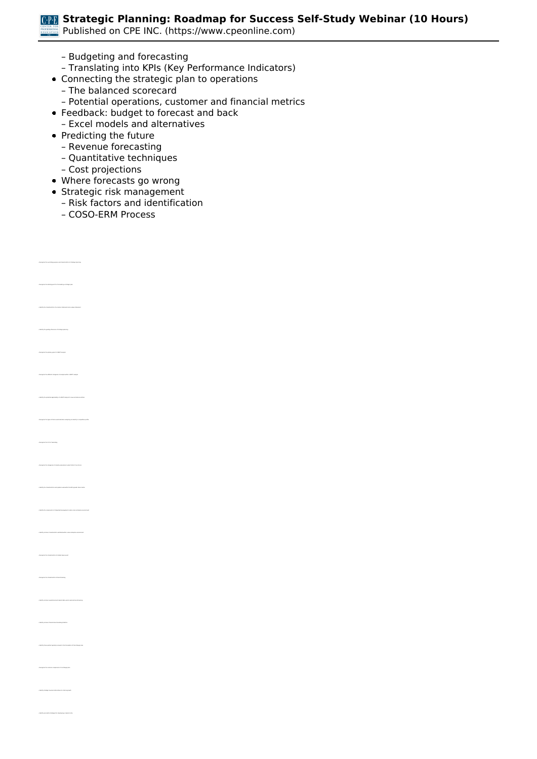- Budgeting and forecasting
  - Translating into KPIs (Key Performance Indicators)
- Connecting the strategic plan to operations
  - The balanced scorecard
  - Potential operations, customer and financial metrics
- Feedback: budget to forecast and back
  - Excel models and alternatives
- Predicting the future
  - Revenue forecasting
  - Quantitative techniques
  - Cost projections
- Where forecasts go wrong
- Strategic risk management
  - Risk factors and identification
  - COSO-ERM Process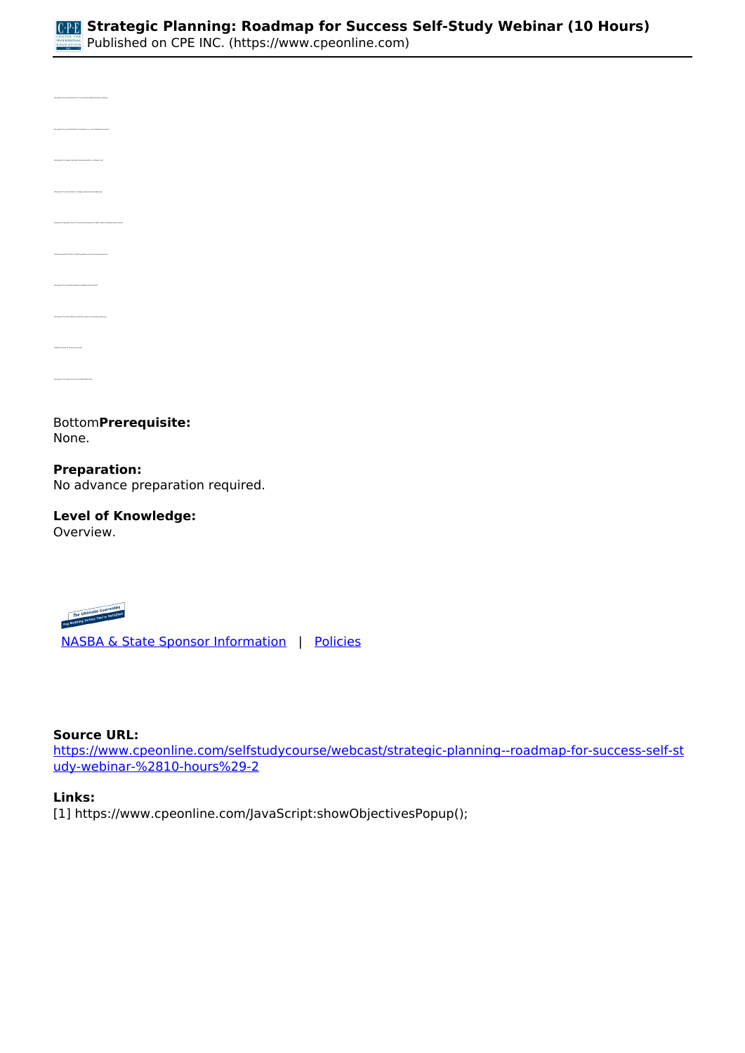Bottom**Prerequisite:**
None.

**Preparation:**
No advance preparation required.

**Level of Knowledge:**
Overview.

[NASBA & State Sponsor Information](#) | [Policies](#)

**Source URL:**
https://www.cpeonline.com/selfstudycourse/webcast/strategic-planning--roadmap-for-success-self-study-webinar-%2810-hours%29-2

**Links:**
[1] https://www.cpeonline.com/JavaScript:showObjectivesPopup();